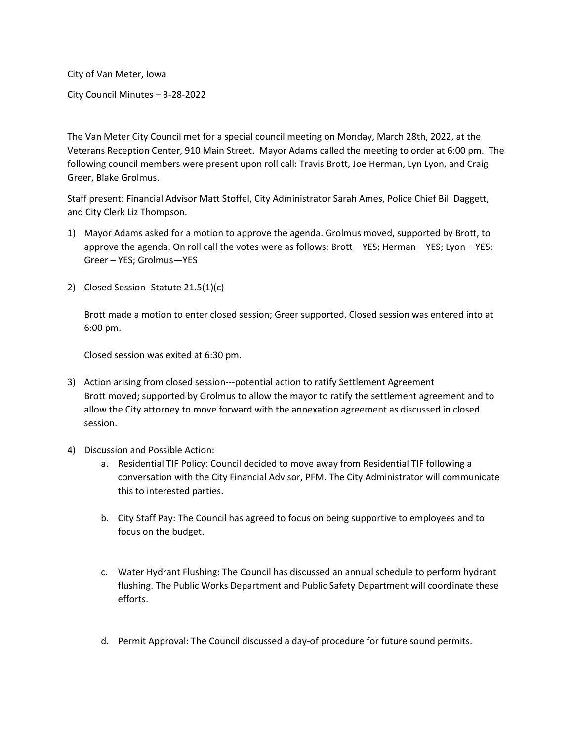City of Van Meter, Iowa

City Council Minutes – 3-28-2022

The Van Meter City Council met for a special council meeting on Monday, March 28th, 2022, at the Veterans Reception Center, 910 Main Street. Mayor Adams called the meeting to order at 6:00 pm. The following council members were present upon roll call: Travis Brott, Joe Herman, Lyn Lyon, and Craig Greer, Blake Grolmus.

Staff present: Financial Advisor Matt Stoffel, City Administrator Sarah Ames, Police Chief Bill Daggett, and City Clerk Liz Thompson.

1) Mayor Adams asked for a motion to approve the agenda. Grolmus moved, supported by Brott, to approve the agenda. On roll call the votes were as follows: Brott – YES; Herman – YES; Lyon – YES; Greer – YES; Grolmus—YES

2) Closed Session- Statute 21.5(1)(c)

   Brott made a motion to enter closed session; Greer supported. Closed session was entered into at 6:00 pm.

   Closed session was exited at 6:30 pm.

3) Action arising from closed session---potential action to ratify Settlement Agreement
   Brott moved; supported by Grolmus to allow the mayor to ratify the settlement agreement and to allow the City attorney to move forward with the annexation agreement as discussed in closed session.

4) Discussion and Possible Action:
   a. Residential TIF Policy: Council decided to move away from Residential TIF following a conversation with the City Financial Advisor, PFM. The City Administrator will communicate this to interested parties.

   b. City Staff Pay: The Council has agreed to focus on being supportive to employees and to focus on the budget.

   c. Water Hydrant Flushing: The Council has discussed an annual schedule to perform hydrant flushing. The Public Works Department and Public Safety Department will coordinate these efforts.

   d. Permit Approval: The Council discussed a day-of procedure for future sound permits.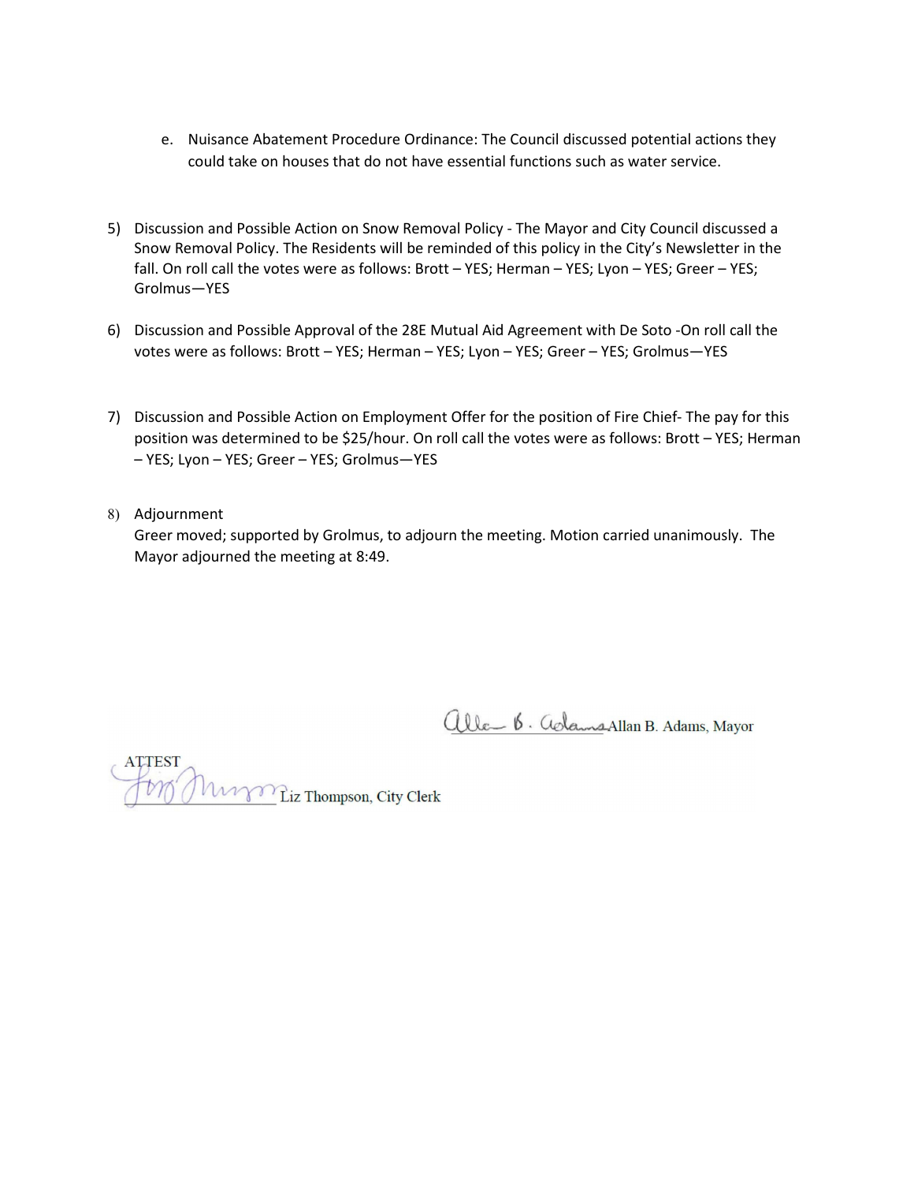e. Nuisance Abatement Procedure Ordinance: The Council discussed potential actions they could take on houses that do not have essential functions such as water service.

5) Discussion and Possible Action on Snow Removal Policy - The Mayor and City Council discussed a Snow Removal Policy. The Residents will be reminded of this policy in the City's Newsletter in the fall. On roll call the votes were as follows: Brott – YES; Herman – YES; Lyon – YES; Greer – YES; Grolmus—YES

6) Discussion and Possible Approval of the 28E Mutual Aid Agreement with De Soto -On roll call the votes were as follows: Brott – YES; Herman – YES; Lyon – YES; Greer – YES; Grolmus—YES

7) Discussion and Possible Action on Employment Offer for the position of Fire Chief- The pay for this position was determined to be $25/hour. On roll call the votes were as follows: Brott – YES; Herman – YES; Lyon – YES; Greer – YES; Grolmus—YES

8) Adjournment
Greer moved; supported by Grolmus, to adjourn the meeting. Motion carried unanimously. The Mayor adjourned the meeting at 8:49.

Allan B. Adams, Mayor

ATTEST
Liz Thompson, City Clerk